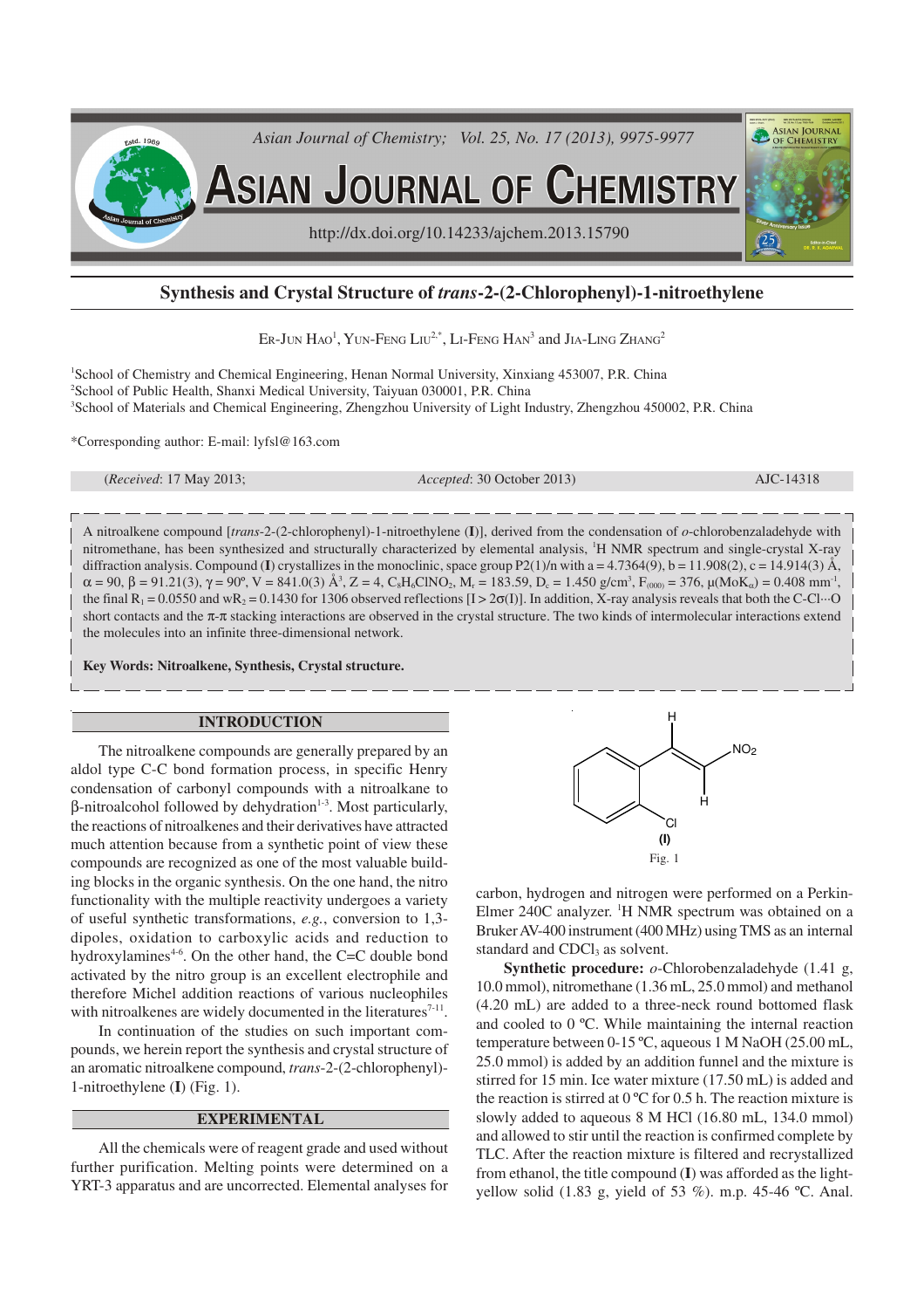# Synthesis and Crystal Structure of *trans*-2-(2-Chlorophenyl)-1-nitroethylene

Er-Jun Hao[1], Yun-Feng Liu[2,*], Li-Feng Han[3] and Jia-Ling Zhang[2]

[1]School of Chemistry and Chemical Engineering, Henan Normal University, Xinxiang 453007, P.R. China
[2]School of Public Health, Shanxi Medical University, Taiyuan 030001, P.R. China
[3]School of Materials and Chemical Engineering, Zhengzhou University of Light Industry, Zhengzhou 450002, P.R. China

*Corresponding author: E-mail: lyfsl@163.com

(*Received*: 17 May 2013; *Accepted*: 30 October 2013) AJC-14318

A nitroalkene compound [*trans*-2-(2-chlorophenyl)-1-nitroethylene (**I**)], derived from the condensation of *o*-chlorobenzaladehyde with nitromethane, has been synthesized and structurally characterized by elemental analysis, $^1$H NMR spectrum and single-crystal X-ray diffraction analysis. Compound (**I**) crystallizes in the monoclinic, space group P2(1)/n with a = 4.7364(9), b = 11.908(2), c = 14.914(3) Å, $\alpha$ = 90, $\beta$ = 91.21(3), $\gamma$ = 90º, V = 841.0(3) Å$^3$, Z = 4, $C_8H_6ClNO_2$, $M_r$ = 183.59, $D_c$ = 1.450 g/cm$^3$, $F_{(000)}$ = 376, $\mu(MoK_\alpha)$ = 0.408 mm$^{-1}$, the final $R_1$ = 0.0550 and $wR_2$ = 0.1430 for 1306 observed reflections [$I > 2\sigma(I)$]. In addition, X-ray analysis reveals that both the C-Cl···O short contacts and the π-π stacking interactions are observed in the crystal structure. The two kinds of intermolecular interactions extend the molecules into an infinite three-dimensional network.

**Key Words: Nitroalkene, Synthesis, Crystal structure.**

## INTRODUCTION

The nitroalkene compounds are generally prepared by an aldol type C-C bond formation process, in specific Henry condensation of carbonyl compounds with a nitroalkane to β-nitroalcohol followed by dehydration[1-3]. Most particularly, the reactions of nitroalkenes and their derivatives have attracted much attention because from a synthetic point of view these compounds are recognized as one of the most valuable building blocks in the organic synthesis. On the one hand, the nitro functionality with the multiple reactivity undergoes a variety of useful synthetic transformations, *e.g.*, conversion to 1,3-dipoles, oxidation to carboxylic acids and reduction to hydroxylamines[4-6]. On the other hand, the C=C double bond activated by the nitro group is an excellent electrophile and therefore Michel addition reactions of various nucleophiles with nitroalkenes are widely documented in the literatures[7-11].

In continuation of the studies on such important compounds, we herein report the synthesis and crystal structure of an aromatic nitroalkene compound, *trans*-2-(2-chlorophenyl)-1-nitroethylene (**I**) (Fig. 1).

(I)

Fig. 1

## EXPERIMENTAL

All the chemicals were of reagent grade and used without further purification. Melting points were determined on a YRT-3 apparatus and are uncorrected. Elemental analyses for carbon, hydrogen and nitrogen were performed on a Perkin-Elmer 240C analyzer. $^1$H NMR spectrum was obtained on a Bruker AV-400 instrument (400 MHz) using TMS as an internal standard and $CDCl_3$ as solvent.

**Synthetic procedure:** *o*-Chlorobenzaladehyde (1.41 g, 10.0 mmol), nitromethane (1.36 mL, 25.0 mmol) and methanol (4.20 mL) are added to a three-neck round bottomed flask and cooled to 0 ºC. While maintaining the internal reaction temperature between 0-15 ºC, aqueous 1 M NaOH (25.00 mL, 25.0 mmol) is added by an addition funnel and the mixture is stirred for 15 min. Ice water mixture (17.50 mL) is added and the reaction is stirred at 0 ºC for 0.5 h. The reaction mixture is slowly added to aqueous 8 M HCl (16.80 mL, 134.0 mmol) and allowed to stir until the reaction is confirmed complete by TLC. After the reaction mixture is filtered and recrystallized from ethanol, the title compound (**I**) was afforded as the light-yellow solid (1.83 g, yield of 53 %). m.p. 45-46 ºC. Anal.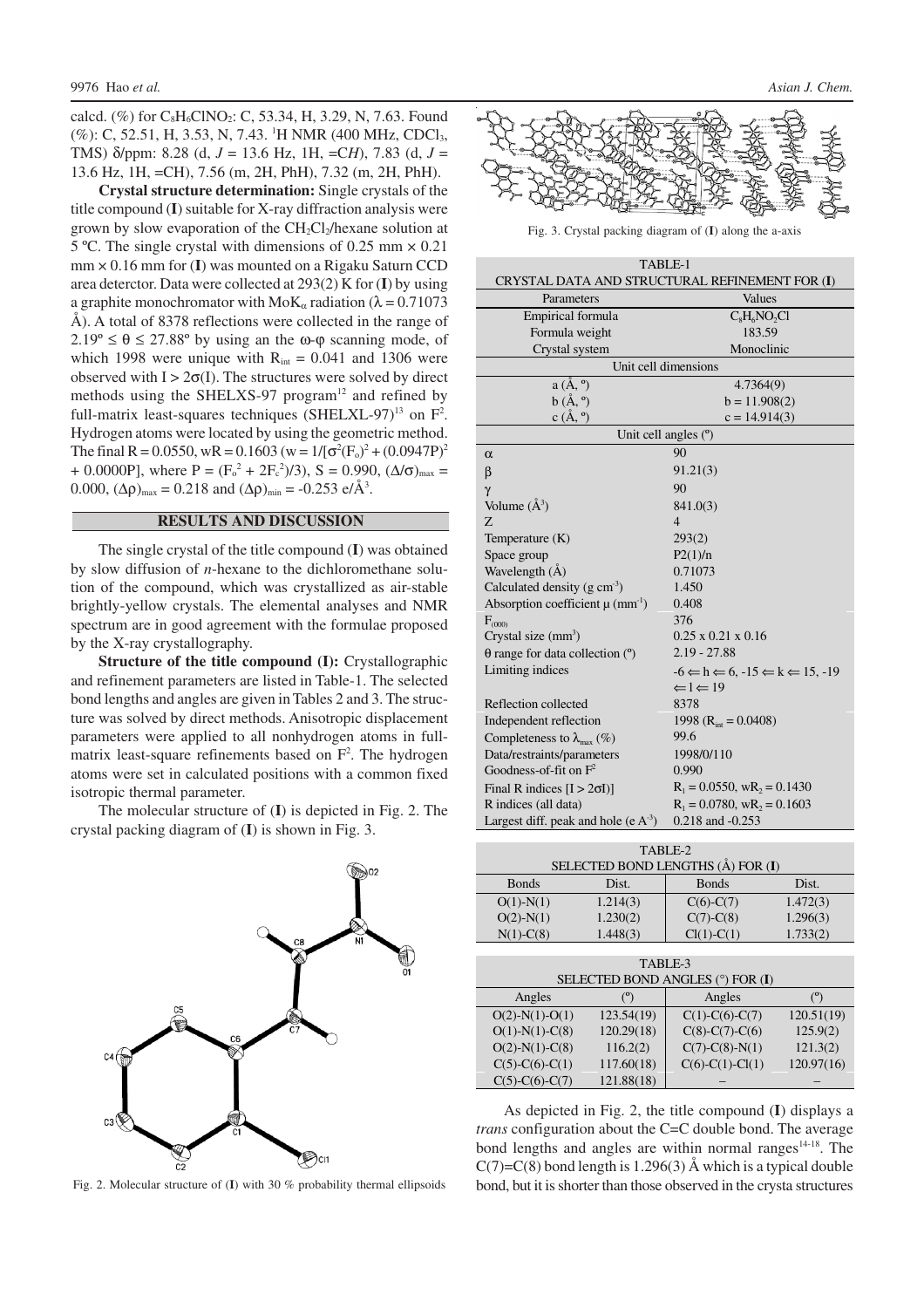calcd. (%) for $C_8H_6ClNO_2$: C, 53.34, H, 3.29, N, 7.63. Found (%): C, 52.51, H, 3.53, N, 7.43. $^1$H NMR (400 MHz, $CDCl_3$, TMS) δ/ppm: 8.28 (d, $J$ = 13.6 Hz, 1H, =C*H*), 7.83 (d, $J$ = 13.6 Hz, 1H, =CH), 7.56 (m, 2H, PhH), 7.32 (m, 2H, PhH).

**Crystal structure determination:** Single crystals of the title compound (**I**) suitable for X-ray diffraction analysis were grown by slow evaporation of the $CH_2Cl_2$/hexane solution at 5 ºC. The single crystal with dimensions of 0.25 mm × 0.21 mm × 0.16 mm for (**I**) was mounted on a Rigaku Saturn CCD area deterctor. Data were collected at 293(2) K for (**I**) by using a graphite monochromator with $MoK_\alpha$ radiation (λ = 0.71073 Å). A total of 8378 reflections were collected in the range of 2.19º ≤ θ ≤ 27.88º by using an the ω-φ scanning mode, of which 1998 were unique with $R_{int}$ = 0.041 and 1306 were observed with $I > 2\sigma(I)$. The structures were solved by direct methods using the SHELXS-97 program[12] and refined by full-matrix least-squares techniques (SHELXL-97)[13] on $F^2$. Hydrogen atoms were located by using the geometric method. The final R = 0.0550, wR = 0.1603 ($w = 1/[\sigma^2(F_o)^2 + (0.0947P)^2 + 0.0000P]$, where $P = (F_o^2 + 2F_c^2)/3$), S = 0.990, $(\Delta/\sigma)_{max}$ = 0.000, $(\Delta\rho)_{max}$ = 0.218 and $(\Delta\rho)_{min}$ = -0.253 e/Å$^3$.

## RESULTS AND DISCUSSION

The single crystal of the title compound (**I**) was obtained by slow diffusion of *n*-hexane to the dichloromethane solution of the compound, which was crystallized as air-stable brightly-yellow crystals. The elemental analyses and NMR spectrum are in good agreement with the formulae proposed by the X-ray crystallography.

**Structure of the title compound (I):** Crystallographic and refinement parameters are listed in Table-1. The selected bond lengths and angles are given in Tables 2 and 3. The structure was solved by direct methods. Anisotropic displacement parameters were applied to all nonhydrogen atoms in full-matrix least-square refinements based on $F^2$. The hydrogen atoms were set in calculated positions with a common fixed isotropic thermal parameter.

The molecular structure of (**I**) is depicted in Fig. 2. The crystal packing diagram of (**I**) is shown in Fig. 3.

Fig. 2. Molecular structure of (**I**) with 30 % probability thermal ellipsoids

Fig. 3. Crystal packing diagram of (**I**) along the a-axis

TABLE-1
CRYSTAL DATA AND STRUCTURAL REFINEMENT FOR (**I**)

| Parameters | Values |
|---|---|
| Empirical formula | $C_8H_6NO_2Cl$ |
| Formula weight | 183.59 |
| Crystal system | Monoclinic |
| Unit cell dimensions | |
| a (Å, º) | 4.7364(9) |
| b (Å, º) | b = 11.908(2) |
| c (Å, º) | c = 14.914(3) |
| Unit cell angles (º) | |
| α | 90 |
| β | 91.21(3) |
| γ | 90 |
| Volume (Å$^3$) | 841.0(3) |
| Z | 4 |
| Temperature (K) | 293(2) |
| Space group | P2(1)/n |
| Wavelength (Å) | 0.71073 |
| Calculated density (g cm$^{-3}$) | 1.450 |
| Absorption coefficient μ (mm$^{-1}$) | 0.408 |
| $F_{(000)}$ | 376 |
| Crystal size (mm$^3$) | 0.25 x 0.21 x 0.16 |
| θ range for data collection (º) | 2.19 - 27.88 |
| Limiting indices | -6 ⇐ h ⇐ 6, -15 ⇐ k ⇐ 15, -19 ⇐ l ⇐ 19 |
| Reflection collected | 8378 |
| Independent reflection | 1998 ($R_{int}$ = 0.0408) |
| Completeness to $\lambda_{max}$ (%) | 99.6 |
| Data/restraints/parameters | 1998/0/110 |
| Goodness-of-fit on $F^2$ | 0.990 |
| Final R indices [I > 2σI)] | $R_1$ = 0.0550, w$R_2$ = 0.1430 |
| R indices (all data) | $R_1$ = 0.0780, w$R_2$ = 0.1603 |
| Largest diff. peak and hole (e A$^{-3}$) | 0.218 and -0.253 |

TABLE-2
SELECTED BOND LENGTHS (Å) FOR (**I**)

| Bonds | Dist. | Bonds | Dist. |
|---|---|---|---|
| O(1)-N(1) | 1.214(3) | C(6)-C(7) | 1.472(3) |
| O(2)-N(1) | 1.230(2) | C(7)-C(8) | 1.296(3) |
| N(1)-C(8) | 1.448(3) | Cl(1)-C(1) | 1.733(2) |

TABLE-3
SELECTED BOND ANGLES (°) FOR (**I**)

| Angles | (º) | Angles | (º) |
|---|---|---|---|
| O(2)-N(1)-O(1) | 123.54(19) | C(1)-C(6)-C(7) | 120.51(19) |
| O(1)-N(1)-C(8) | 120.29(18) | C(8)-C(7)-C(6) | 125.9(2) |
| O(2)-N(1)-C(8) | 116.2(2) | C(7)-C(8)-N(1) | 121.3(2) |
| C(5)-C(6)-C(1) | 117.60(18) | C(6)-C(1)-Cl(1) | 120.97(16) |
| C(5)-C(6)-C(7) | 121.88(18) | – | – |

As depicted in Fig. 2, the title compound (**I**) displays a *trans* configuration about the C=C double bond. The average bond lengths and angles are within normal ranges[14-18]. The C(7)=C(8) bond length is 1.296(3) Å which is a typical double bond, but it is shorter than those observed in the crysta structures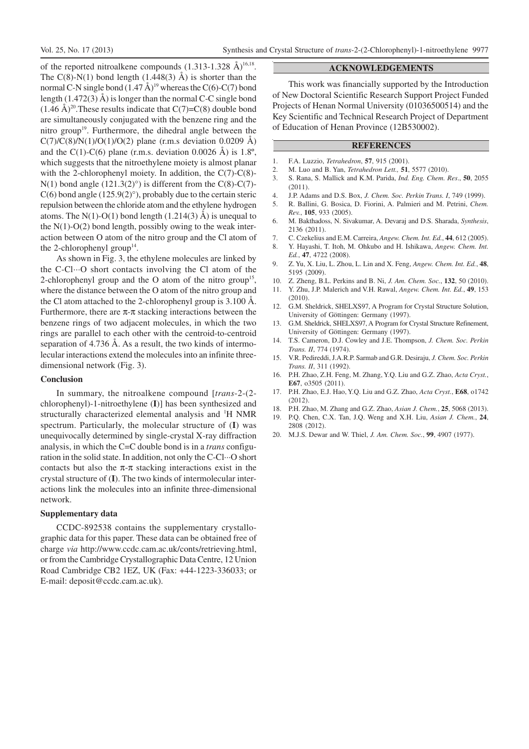of the reported nitroalkene compounds (1.313-1.328 Å)[16,18]. The C(8)-N(1) bond length (1.448(3) Å) is shorter than the normal C-N single bond (1.47 Å)[19] whereas the C(6)-C(7) bond length (1.472(3) Å) is longer than the normal C-C single bond (1.46 Å)[20]. These results indicate that C(7)=C(8) double bond are simultaneously conjugated with the benzene ring and the nitro group[19]. Furthermore, the dihedral angle between the C(7)/C(8)/N(1)/O(1)/O(2) plane (r.m.s deviation 0.0209 Å) and the C(1)-C(6) plane (r.m.s. deviation 0.0026 Å) is 1.8º, which suggests that the nitroethylene moiety is almost planar with the 2-chlorophenyl moiety. In addition, the C(7)-C(8)-N(1) bond angle (121.3(2)°) is different from the C(8)-C(7)-C(6) bond angle (125.9(2)°), probably due to the certain steric repulsion between the chloride atom and the ethylene hydrogen atoms. The N(1)-O(1) bond length (1.214(3) Å) is unequal to the N(1)-O(2) bond length, possibly owing to the weak interaction between O atom of the nitro group and the Cl atom of the 2-chlorophenyl group[14].

As shown in Fig. 3, the ethylene molecules are linked by the C-Cl···O short contacts involving the Cl atom of the 2-chlorophenyl group and the O atom of the nitro group[15], where the distance between the O atom of the nitro group and the Cl atom attached to the 2-chlorophenyl group is 3.100 Å. Furthermore, there are $\pi$-$\pi$ stacking interactions between the benzene rings of two adjacent molecules, in which the two rings are parallel to each other with the centroid-to-centroid separation of 4.736 Å. As a result, the two kinds of intermolecular interactions extend the molecules into an infinite three-dimensional network (Fig. 3).

## Conclusion

In summary, the nitroalkene compound [*trans*-2-(2-chlorophenyl)-1-nitroethylene (**I**)] has been synthesized and structurally characterized elemental analysis and $^1$H NMR spectrum. Particularly, the molecular structure of (**I**) was unequivocally determined by single-crystal X-ray diffraction analysis, in which the C=C double bond is in a *trans* configuration in the solid state. In addition, not only the C-Cl···O short contacts but also the $\pi$-$\pi$ stacking interactions exist in the crystal structure of (**I**). The two kinds of intermolecular interactions link the molecules into an infinite three-dimensional network.

## Supplementary data

CCDC-892538 contains the supplementary crystallographic data for this paper. These data can be obtained free of charge *via* http://www.ccdc.cam.ac.uk/conts/retrieving.html, or from the Cambridge Crystallographic Data Centre, 12 Union Road Cambridge CB2 1EZ, UK (Fax: +44-1223-336033; or E-mail: deposit@ccdc.cam.ac.uk).

## ACKNOWLEDGEMENTS

This work was financially supported by the Introduction of New Doctoral Scientific Research Support Project Funded Projects of Henan Normal University (01036500514) and the Key Scientific and Technical Research Project of Department of Education of Henan Province (12B530002).

## REFERENCES

1. F.A. Luzzio, *Tetrahedron*, **57**, 915 (2001).
2. M. Luo and B. Yan, *Tetrahedron Lett.,* **51**, 5577 (2010).
3. S. Rana, S. Mallick and K.M. Parida, *Ind. Eng. Chem. Res*., **50**, 2055 (2011).
4. J.P. Adams and D.S. Box, *J. Chem. Soc. Perkin Trans. I*, 749 (1999).
5. R. Ballini, G. Bosica, D. Fiorini, A. Palmieri and M. Petrini, *Chem. Rev.*, **105**, 933 (2005).
6. M. Bakthadoss, N. Sivakumar, A. Devaraj and D.S. Sharada, *Synthesis*, 2136 (2011).
7. C. Czekelius and E.M. Carreira, *Angew. Chem. Int. Ed.*, **44**, 612 (2005).
8. Y. Hayashi, T. Itoh, M. Ohkubo and H. Ishikawa, *Angew. Chem. Int. Ed.*, **47**, 4722 (2008).
9. Z. Yu, X. Liu, L. Zhou, L. Lin and X. Feng, *Angew. Chem. Int. Ed.*, **48**, 5195 (2009).
10. Z. Zheng, B.L. Perkins and B. Ni, *J. Am. Chem. Soc.*, **132**, 50 (2010).
11. Y. Zhu, J.P. Malerich and V.H. Rawal, *Angew. Chem. Int. Ed.*, **49**, 153 (2010).
12. G.M. Sheldrick, SHELXS97, A Program for Crystal Structure Solution, University of Göttingen: Germany (1997).
13. G.M. Sheldrick, SHELXS97, A Program for Crystal Structure Refinement, University of Göttingen: Germany (1997).
14. T.S. Cameron, D.J. Cowley and J.E. Thompson, *J. Chem. Soc. Perkin Trans. II*, 774 (1974).
15. V.R. Pedireddi, J.A.R.P. Sarmab and G.R. Desiraju, *J. Chem. Soc. Perkin Trans. II*, 311 (1992).
16. P.H. Zhao, Z.H. Feng, M. Zhang, Y.Q. Liu and G.Z. Zhao, *Acta Cryst.*, **E67**, o3505 (2011).
17. P.H. Zhao, E.J. Hao, Y.Q. Liu and G.Z. Zhao, *Acta Cryst.*, **E68**, o1742 (2012).
18. P.H. Zhao, M. Zhang and G.Z. Zhao, *Asian J. Chem.*, **25**, 5068 (2013).
19. P.Q. Chen, C.X. Tan, J.Q. Weng and X.H. Liu, *Asian J. Chem.*, **24**, 2808 (2012).
20. M.J.S. Dewar and W. Thiel, *J. Am. Chem. Soc.*, **99**, 4907 (1977).